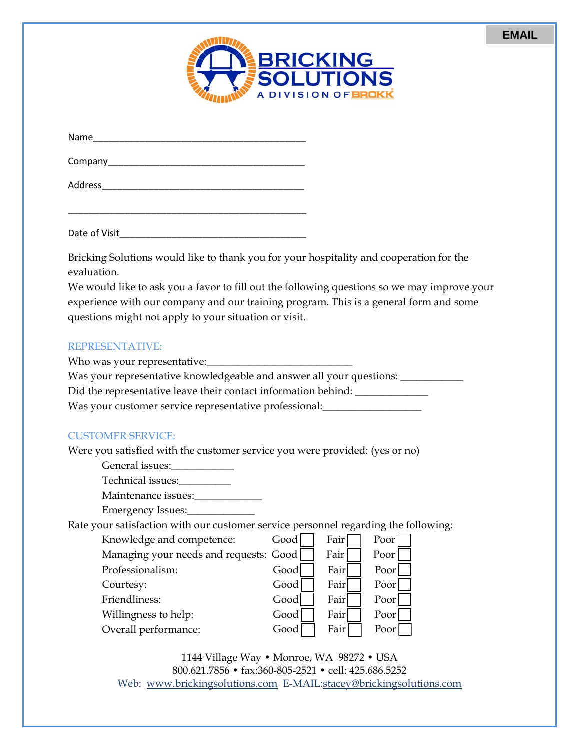EMAIL

**BRICKING SOLUTIONS**
A DIVISION OF BROKK

Name_______________________________________________

Company____________________________________________

Address_____________________________________________

___________________________________________________

Date of Visit________________________________________

Bricking Solutions would like to thank you for your hospitality and cooperation for the evaluation.

We would like to ask you a favor to fill out the following questions so we may improve your experience with our company and our training program. This is a general form and some questions might not apply to your situation or visit.

## REPRESENTATIVE:

Who was your representative:___________________________

Was your representative knowledgeable and answer all your questions: ___________

Did the representative leave their contact information behind: _____________

Was your customer service representative professional:__________________

## CUSTOMER SERVICE:

Were you satisfied with the customer service you were provided: (yes or no)

- General issues:___________
- Technical issues:__________
- Maintenance issues:_____________
- Emergency Issues:_____________

Rate your satisfaction with our customer service personnel regarding the following:

| | Good | Fair | Poor |
|---|---|---|---|
| Knowledge and competence: | ☐ | ☐ | ☐ |
| Managing your needs and requests: | ☐ | ☐ | ☐ |
| Professionalism: | ☐ | ☐ | ☐ |
| Courtesy: | ☐ | ☐ | ☐ |
| Friendliness: | ☐ | ☐ | ☐ |
| Willingness to help: | ☐ | ☐ | ☐ |
| Overall performance: | ☐ | ☐ | ☐ |

1144 Village Way • Monroe, WA 98272 • USA
800.621.7856 • fax:360-805-2521 • cell: 425.686.5252
Web: www.brickingsolutions.com E-MAIL:stacey@brickingsolutions.com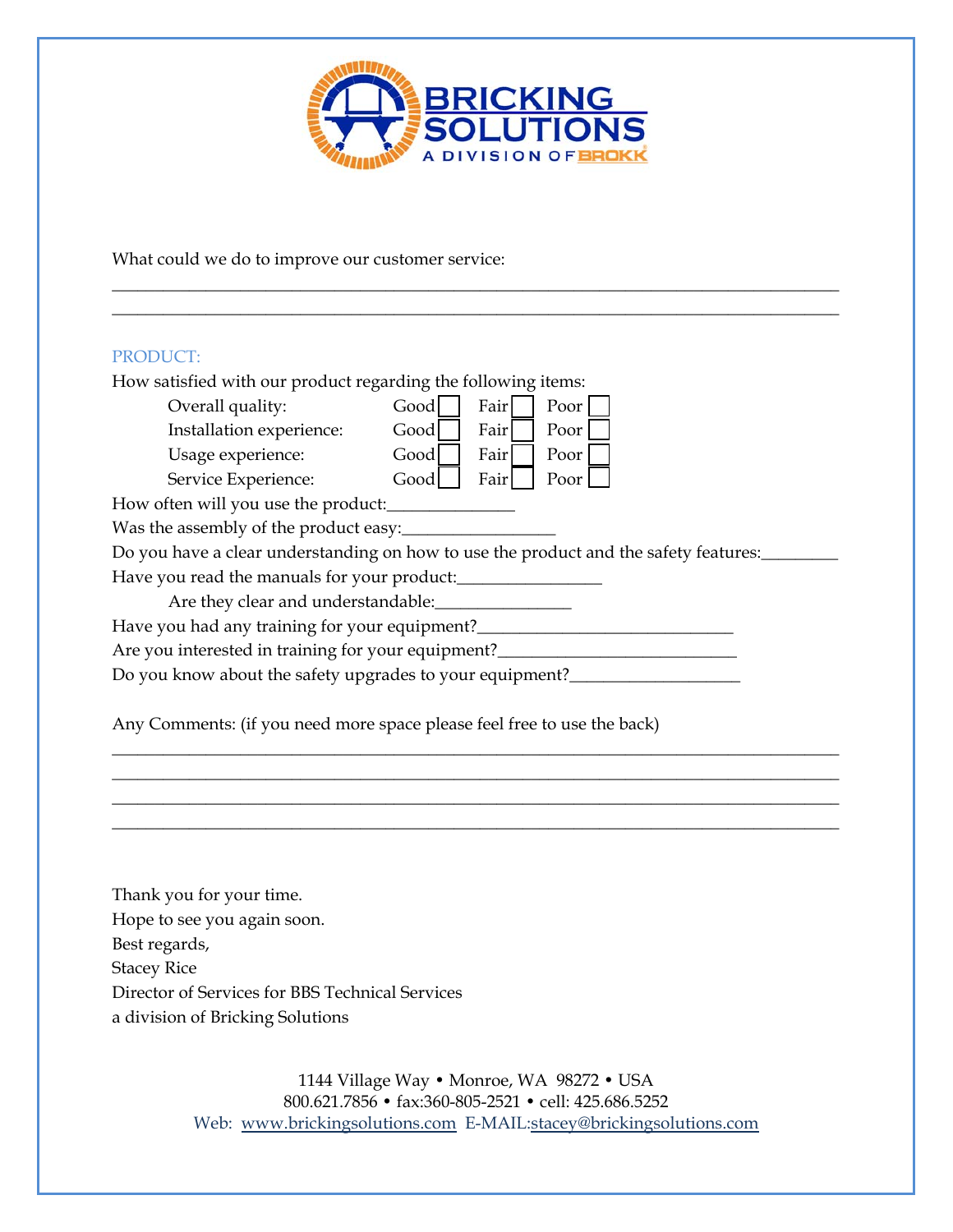What could we do to improve our customer service:

\_\_\_\_\_\_\_\_\_\_\_\_\_\_\_\_\_\_\_\_\_\_\_\_\_\_\_\_\_\_\_\_\_\_\_\_\_\_\_\_\_\_\_\_\_\_\_\_\_\_\_\_\_\_\_\_\_\_\_\_\_\_\_\_\_\_\_\_\_\_\_\_\_\_\_\_\_\_

\_\_\_\_\_\_\_\_\_\_\_\_\_\_\_\_\_\_\_\_\_\_\_\_\_\_\_\_\_\_\_\_\_\_\_\_\_\_\_\_\_\_\_\_\_\_\_\_\_\_\_\_\_\_\_\_\_\_\_\_\_\_\_\_\_\_\_\_\_\_\_\_\_\_\_\_\_\_

PRODUCT:

How satisfied with our product regarding the following items:

| | | | |
|---|---|---|---|
| Overall quality: | Good ☐ | Fair ☐ | Poor ☐ |
| Installation experience: | Good ☐ | Fair ☐ | Poor ☐ |
| Usage experience: | Good ☐ | Fair ☐ | Poor ☐ |
| Service Experience: | Good ☐ | Fair ☐ | Poor ☐ |

How often will you use the product:\_\_\_\_\_\_\_\_\_\_\_\_\_\_

Was the assembly of the product easy:\_\_\_\_\_\_\_\_\_\_\_\_\_\_\_\_\_

Do you have a clear understanding on how to use the product and the safety features:\_\_\_\_\_\_\_\_\_

Have you read the manuals for your product:\_\_\_\_\_\_\_\_\_\_\_\_\_\_\_\_

Are they clear and understandable:\_\_\_\_\_\_\_\_\_\_\_\_\_\_\_\_

Have you had any training for your equipment?\_\_\_\_\_\_\_\_\_\_\_\_\_\_\_\_\_\_\_\_\_\_\_\_\_\_\_\_\_

Are you interested in training for your equipment?\_\_\_\_\_\_\_\_\_\_\_\_\_\_\_\_\_\_\_\_\_\_\_\_\_\_\_

Do you know about the safety upgrades to your equipment?\_\_\_\_\_\_\_\_\_\_\_\_\_\_\_\_\_\_\_

Any Comments: (if you need more space please feel free to use the back)

\_\_\_\_\_\_\_\_\_\_\_\_\_\_\_\_\_\_\_\_\_\_\_\_\_\_\_\_\_\_\_\_\_\_\_\_\_\_\_\_\_\_\_\_\_\_\_\_\_\_\_\_\_\_\_\_\_\_\_\_\_\_\_\_\_\_\_\_\_\_\_\_\_\_\_\_\_\_

\_\_\_\_\_\_\_\_\_\_\_\_\_\_\_\_\_\_\_\_\_\_\_\_\_\_\_\_\_\_\_\_\_\_\_\_\_\_\_\_\_\_\_\_\_\_\_\_\_\_\_\_\_\_\_\_\_\_\_\_\_\_\_\_\_\_\_\_\_\_\_\_\_\_\_\_\_\_

\_\_\_\_\_\_\_\_\_\_\_\_\_\_\_\_\_\_\_\_\_\_\_\_\_\_\_\_\_\_\_\_\_\_\_\_\_\_\_\_\_\_\_\_\_\_\_\_\_\_\_\_\_\_\_\_\_\_\_\_\_\_\_\_\_\_\_\_\_\_\_\_\_\_\_\_\_\_

\_\_\_\_\_\_\_\_\_\_\_\_\_\_\_\_\_\_\_\_\_\_\_\_\_\_\_\_\_\_\_\_\_\_\_\_\_\_\_\_\_\_\_\_\_\_\_\_\_\_\_\_\_\_\_\_\_\_\_\_\_\_\_\_\_\_\_\_\_\_\_\_\_\_\_\_\_\_

Thank you for your time.
Hope to see you again soon.
Best regards,
Stacey Rice
Director of Services for BBS Technical Services
a division of Bricking Solutions

1144 Village Way • Monroe, WA 98272 • USA
800.621.7856 • fax:360-805-2521 • cell: 425.686.5252
Web: www.brickingsolutions.com E-MAIL:stacey@brickingsolutions.com